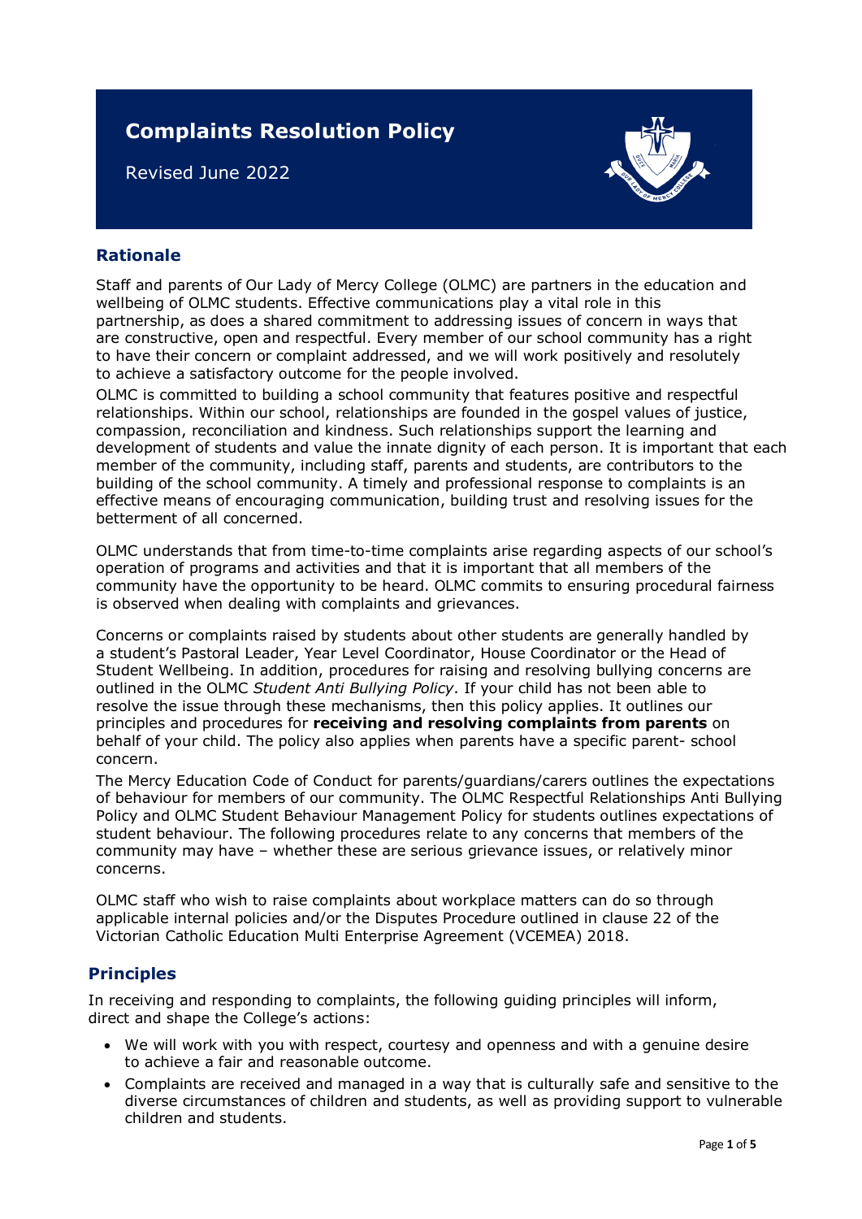# Complaints Resolution Policy

Revised June 2022

## Rationale

Staff and parents of Our Lady of Mercy College (OLMC) are partners in the education and wellbeing of OLMC students. Effective communications play a vital role in this partnership, as does a shared commitment to addressing issues of concern in ways that are constructive, open and respectful. Every member of our school community has a right to have their concern or complaint addressed, and we will work positively and resolutely to achieve a satisfactory outcome for the people involved.

OLMC is committed to building a school community that features positive and respectful relationships. Within our school, relationships are founded in the gospel values of justice, compassion, reconciliation and kindness. Such relationships support the learning and development of students and value the innate dignity of each person. It is important that each member of the community, including staff, parents and students, are contributors to the building of the school community. A timely and professional response to complaints is an effective means of encouraging communication, building trust and resolving issues for the betterment of all concerned.

OLMC understands that from time-to-time complaints arise regarding aspects of our school's operation of programs and activities and that it is important that all members of the community have the opportunity to be heard. OLMC commits to ensuring procedural fairness is observed when dealing with complaints and grievances.

Concerns or complaints raised by students about other students are generally handled by a student's Pastoral Leader, Year Level Coordinator, House Coordinator or the Head of Student Wellbeing. In addition, procedures for raising and resolving bullying concerns are outlined in the OLMC *Student Anti Bullying Policy*. If your child has not been able to resolve the issue through these mechanisms, then this policy applies. It outlines our principles and procedures for **receiving and resolving complaints from parents** on behalf of your child. The policy also applies when parents have a specific parent- school concern.

The Mercy Education Code of Conduct for parents/guardians/carers outlines the expectations of behaviour for members of our community. The OLMC Respectful Relationships Anti Bullying Policy and OLMC Student Behaviour Management Policy for students outlines expectations of student behaviour. The following procedures relate to any concerns that members of the community may have – whether these are serious grievance issues, or relatively minor concerns.

OLMC staff who wish to raise complaints about workplace matters can do so through applicable internal policies and/or the Disputes Procedure outlined in clause 22 of the Victorian Catholic Education Multi Enterprise Agreement (VCEMEA) 2018.

## Principles

In receiving and responding to complaints, the following guiding principles will inform, direct and shape the College's actions:

- We will work with you with respect, courtesy and openness and with a genuine desire to achieve a fair and reasonable outcome.
- Complaints are received and managed in a way that is culturally safe and sensitive to the diverse circumstances of children and students, as well as providing support to vulnerable children and students.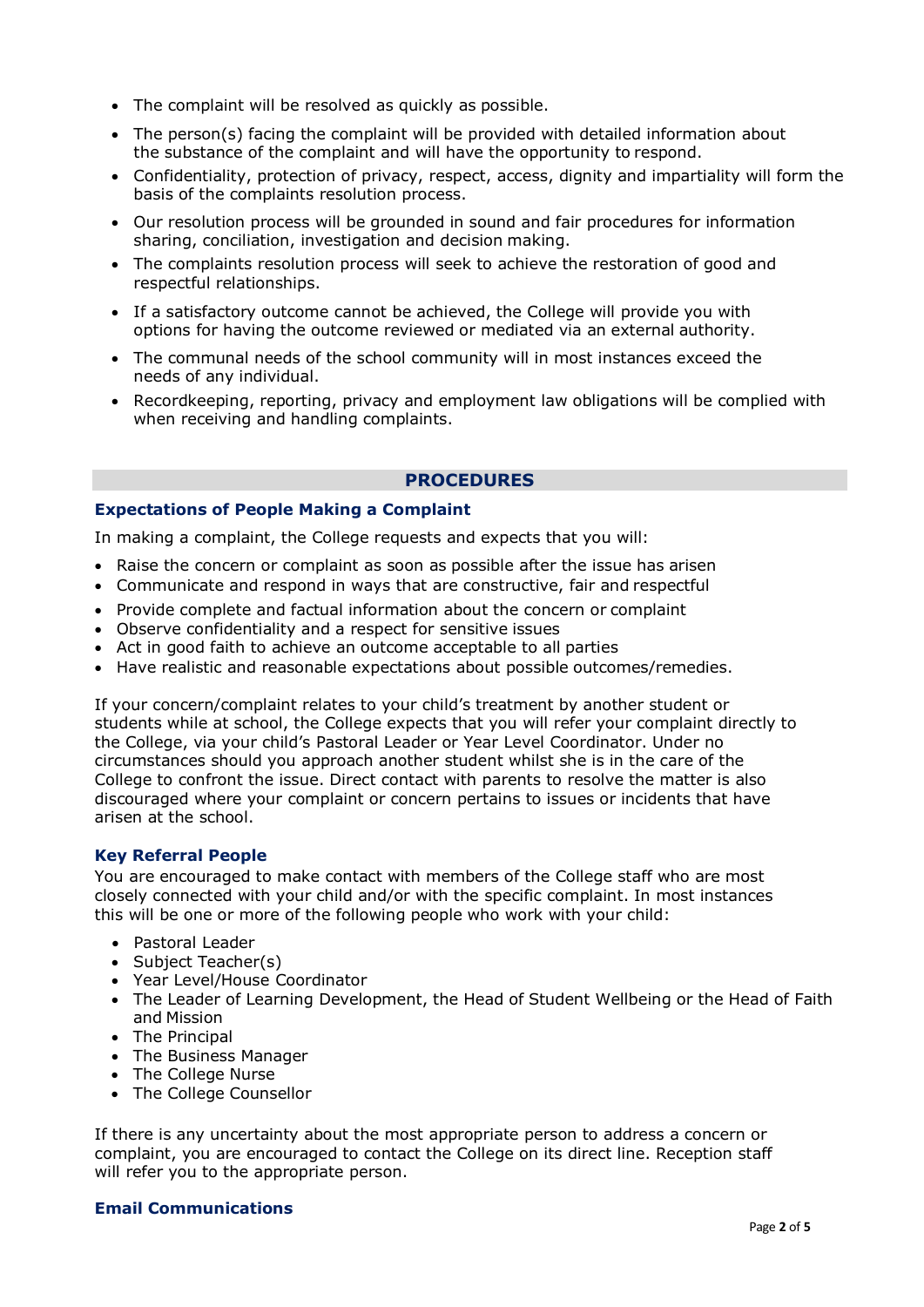- The complaint will be resolved as quickly as possible.
- The person(s) facing the complaint will be provided with detailed information about the substance of the complaint and will have the opportunity to respond.
- Confidentiality, protection of privacy, respect, access, dignity and impartiality will form the basis of the complaints resolution process.
- Our resolution process will be grounded in sound and fair procedures for information sharing, conciliation, investigation and decision making.
- The complaints resolution process will seek to achieve the restoration of good and respectful relationships.
- If a satisfactory outcome cannot be achieved, the College will provide you with options for having the outcome reviewed or mediated via an external authority.
- The communal needs of the school community will in most instances exceed the needs of any individual.
- Recordkeeping, reporting, privacy and employment law obligations will be complied with when receiving and handling complaints.

## PROCEDURES

### Expectations of People Making a Complaint

In making a complaint, the College requests and expects that you will:

- Raise the concern or complaint as soon as possible after the issue has arisen
- Communicate and respond in ways that are constructive, fair and respectful
- Provide complete and factual information about the concern or complaint
- Observe confidentiality and a respect for sensitive issues
- Act in good faith to achieve an outcome acceptable to all parties
- Have realistic and reasonable expectations about possible outcomes/remedies.

If your concern/complaint relates to your child's treatment by another student or students while at school, the College expects that you will refer your complaint directly to the College, via your child's Pastoral Leader or Year Level Coordinator. Under no circumstances should you approach another student whilst she is in the care of the College to confront the issue. Direct contact with parents to resolve the matter is also discouraged where your complaint or concern pertains to issues or incidents that have arisen at the school.

### Key Referral People

You are encouraged to make contact with members of the College staff who are most closely connected with your child and/or with the specific complaint. In most instances this will be one or more of the following people who work with your child:

- Pastoral Leader
- Subject Teacher(s)
- Year Level/House Coordinator
- The Leader of Learning Development, the Head of Student Wellbeing or the Head of Faith and Mission
- The Principal
- The Business Manager
- The College Nurse
- The College Counsellor

If there is any uncertainty about the most appropriate person to address a concern or complaint, you are encouraged to contact the College on its direct line. Reception staff will refer you to the appropriate person.

### Email Communications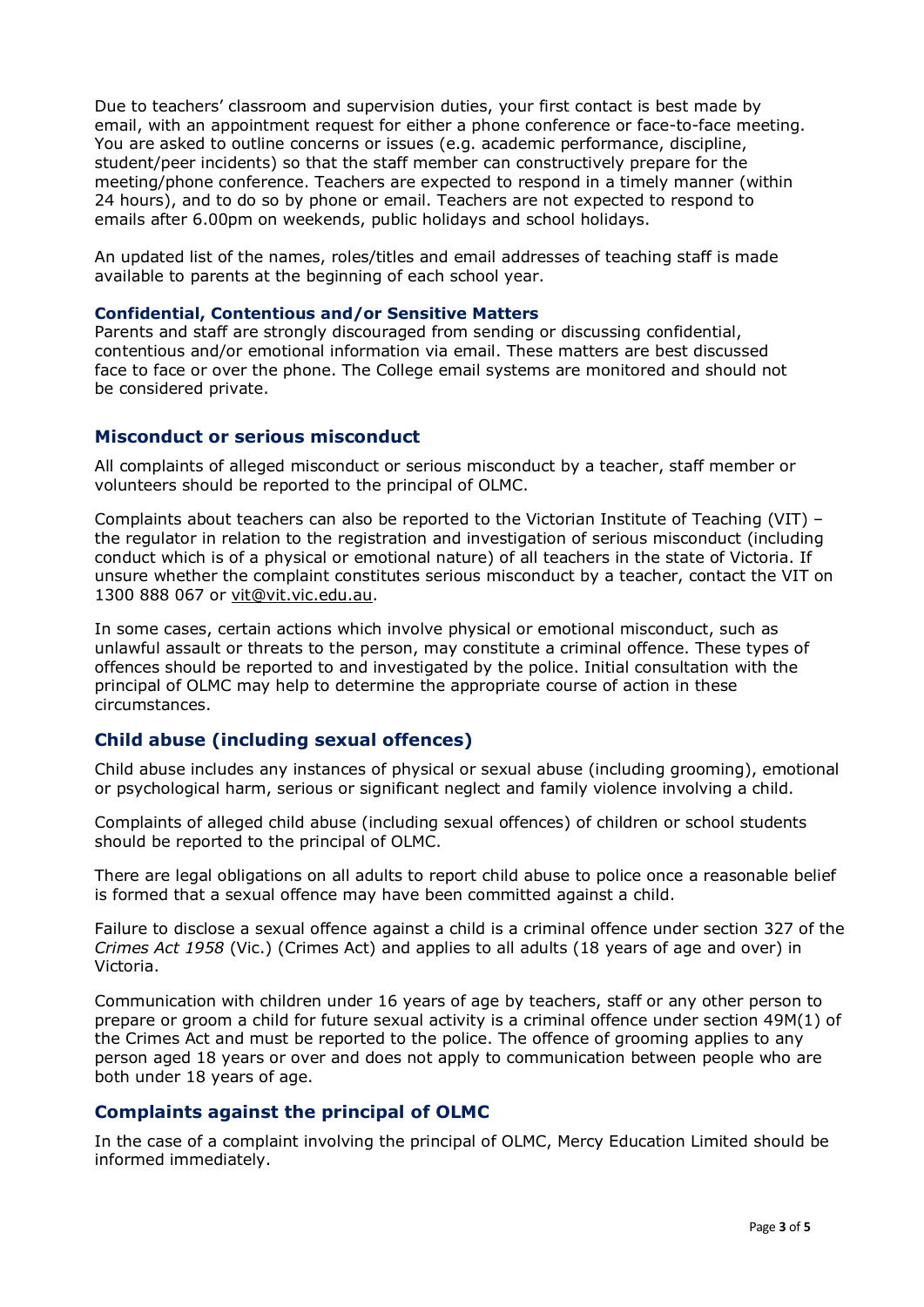Due to teachers' classroom and supervision duties, your first contact is best made by email, with an appointment request for either a phone conference or face-to-face meeting. You are asked to outline concerns or issues (e.g. academic performance, discipline, student/peer incidents) so that the staff member can constructively prepare for the meeting/phone conference. Teachers are expected to respond in a timely manner (within 24 hours), and to do so by phone or email. Teachers are not expected to respond to emails after 6.00pm on weekends, public holidays and school holidays.

An updated list of the names, roles/titles and email addresses of teaching staff is made available to parents at the beginning of each school year.

#### Confidential, Contentious and/or Sensitive Matters

Parents and staff are strongly discouraged from sending or discussing confidential, contentious and/or emotional information via email. These matters are best discussed face to face or over the phone. The College email systems are monitored and should not be considered private.

### Misconduct or serious misconduct

All complaints of alleged misconduct or serious misconduct by a teacher, staff member or volunteers should be reported to the principal of OLMC.

Complaints about teachers can also be reported to the Victorian Institute of Teaching (VIT) – the regulator in relation to the registration and investigation of serious misconduct (including conduct which is of a physical or emotional nature) of all teachers in the state of Victoria. If unsure whether the complaint constitutes serious misconduct by a teacher, contact the VIT on 1300 888 067 or vit@vit.vic.edu.au.

In some cases, certain actions which involve physical or emotional misconduct, such as unlawful assault or threats to the person, may constitute a criminal offence. These types of offences should be reported to and investigated by the police. Initial consultation with the principal of OLMC may help to determine the appropriate course of action in these circumstances.

### Child abuse (including sexual offences)

Child abuse includes any instances of physical or sexual abuse (including grooming), emotional or psychological harm, serious or significant neglect and family violence involving a child.

Complaints of alleged child abuse (including sexual offences) of children or school students should be reported to the principal of OLMC.

There are legal obligations on all adults to report child abuse to police once a reasonable belief is formed that a sexual offence may have been committed against a child.

Failure to disclose a sexual offence against a child is a criminal offence under section 327 of the *Crimes Act 1958* (Vic.) (Crimes Act) and applies to all adults (18 years of age and over) in Victoria.

Communication with children under 16 years of age by teachers, staff or any other person to prepare or groom a child for future sexual activity is a criminal offence under section 49M(1) of the Crimes Act and must be reported to the police. The offence of grooming applies to any person aged 18 years or over and does not apply to communication between people who are both under 18 years of age.

### Complaints against the principal of OLMC

In the case of a complaint involving the principal of OLMC, Mercy Education Limited should be informed immediately.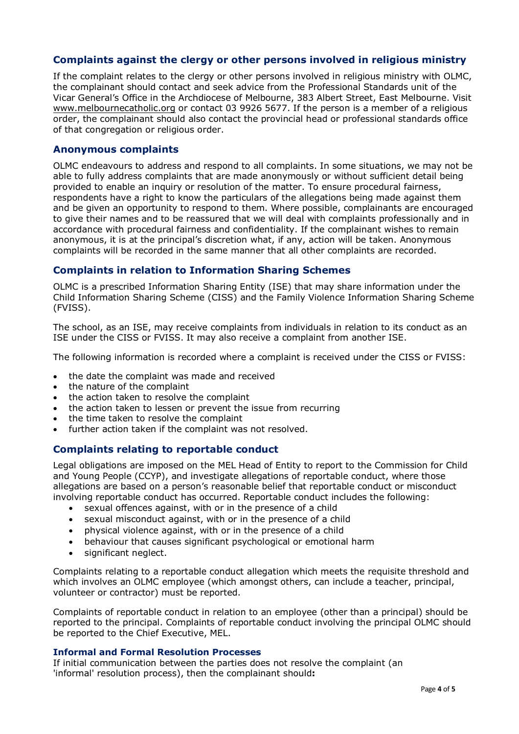## Complaints against the clergy or other persons involved in religious ministry

If the complaint relates to the clergy or other persons involved in religious ministry with OLMC, the complainant should contact and seek advice from the Professional Standards unit of the Vicar General's Office in the Archdiocese of Melbourne, 383 Albert Street, East Melbourne. Visit www.melbournecatholic.org or contact 03 9926 5677. If the person is a member of a religious order, the complainant should also contact the provincial head or professional standards office of that congregation or religious order.

## Anonymous complaints

OLMC endeavours to address and respond to all complaints. In some situations, we may not be able to fully address complaints that are made anonymously or without sufficient detail being provided to enable an inquiry or resolution of the matter. To ensure procedural fairness, respondents have a right to know the particulars of the allegations being made against them and be given an opportunity to respond to them. Where possible, complainants are encouraged to give their names and to be reassured that we will deal with complaints professionally and in accordance with procedural fairness and confidentiality. If the complainant wishes to remain anonymous, it is at the principal's discretion what, if any, action will be taken. Anonymous complaints will be recorded in the same manner that all other complaints are recorded.

## Complaints in relation to Information Sharing Schemes

OLMC is a prescribed Information Sharing Entity (ISE) that may share information under the Child Information Sharing Scheme (CISS) and the Family Violence Information Sharing Scheme (FVISS).

The school, as an ISE, may receive complaints from individuals in relation to its conduct as an ISE under the CISS or FVISS. It may also receive a complaint from another ISE.

The following information is recorded where a complaint is received under the CISS or FVISS:

- the date the complaint was made and received
- the nature of the complaint
- the action taken to resolve the complaint
- the action taken to lessen or prevent the issue from recurring
- the time taken to resolve the complaint
- further action taken if the complaint was not resolved.

## Complaints relating to reportable conduct

Legal obligations are imposed on the MEL Head of Entity to report to the Commission for Child and Young People (CCYP), and investigate allegations of reportable conduct, where those allegations are based on a person's reasonable belief that reportable conduct or misconduct involving reportable conduct has occurred. Reportable conduct includes the following:

- sexual offences against, with or in the presence of a child
- sexual misconduct against, with or in the presence of a child
- physical violence against, with or in the presence of a child
- behaviour that causes significant psychological or emotional harm
- significant neglect.

Complaints relating to a reportable conduct allegation which meets the requisite threshold and which involves an OLMC employee (which amongst others, can include a teacher, principal, volunteer or contractor) must be reported.

Complaints of reportable conduct in relation to an employee (other than a principal) should be reported to the principal. Complaints of reportable conduct involving the principal OLMC should be reported to the Chief Executive, MEL.

### Informal and Formal Resolution Processes

If initial communication between the parties does not resolve the complaint (an 'informal' resolution process), then the complainant should**:**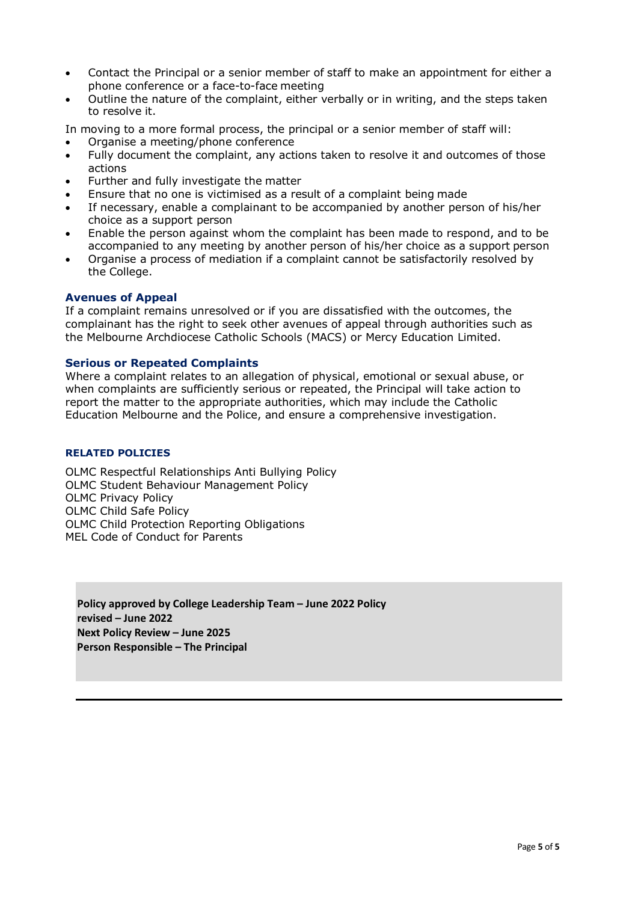- Contact the Principal or a senior member of staff to make an appointment for either a phone conference or a face-to-face meeting
- Outline the nature of the complaint, either verbally or in writing, and the steps taken to resolve it.

In moving to a more formal process, the principal or a senior member of staff will:

- Organise a meeting/phone conference
- Fully document the complaint, any actions taken to resolve it and outcomes of those actions
- Further and fully investigate the matter
- Ensure that no one is victimised as a result of a complaint being made
- If necessary, enable a complainant to be accompanied by another person of his/her choice as a support person
- Enable the person against whom the complaint has been made to respond, and to be accompanied to any meeting by another person of his/her choice as a support person
- Organise a process of mediation if a complaint cannot be satisfactorily resolved by the College.

### Avenues of Appeal

If a complaint remains unresolved or if you are dissatisfied with the outcomes, the complainant has the right to seek other avenues of appeal through authorities such as the Melbourne Archdiocese Catholic Schools (MACS) or Mercy Education Limited.

### Serious or Repeated Complaints

Where a complaint relates to an allegation of physical, emotional or sexual abuse, or when complaints are sufficiently serious or repeated, the Principal will take action to report the matter to the appropriate authorities, which may include the Catholic Education Melbourne and the Police, and ensure a comprehensive investigation.

## RELATED POLICIES

OLMC Respectful Relationships Anti Bullying Policy
OLMC Student Behaviour Management Policy
OLMC Privacy Policy
OLMC Child Safe Policy
OLMC Child Protection Reporting Obligations
MEL Code of Conduct for Parents

**Policy approved by College Leadership Team – June 2022 Policy revised – June 2022**
**Next Policy Review – June 2025**
**Person Responsible – The Principal**